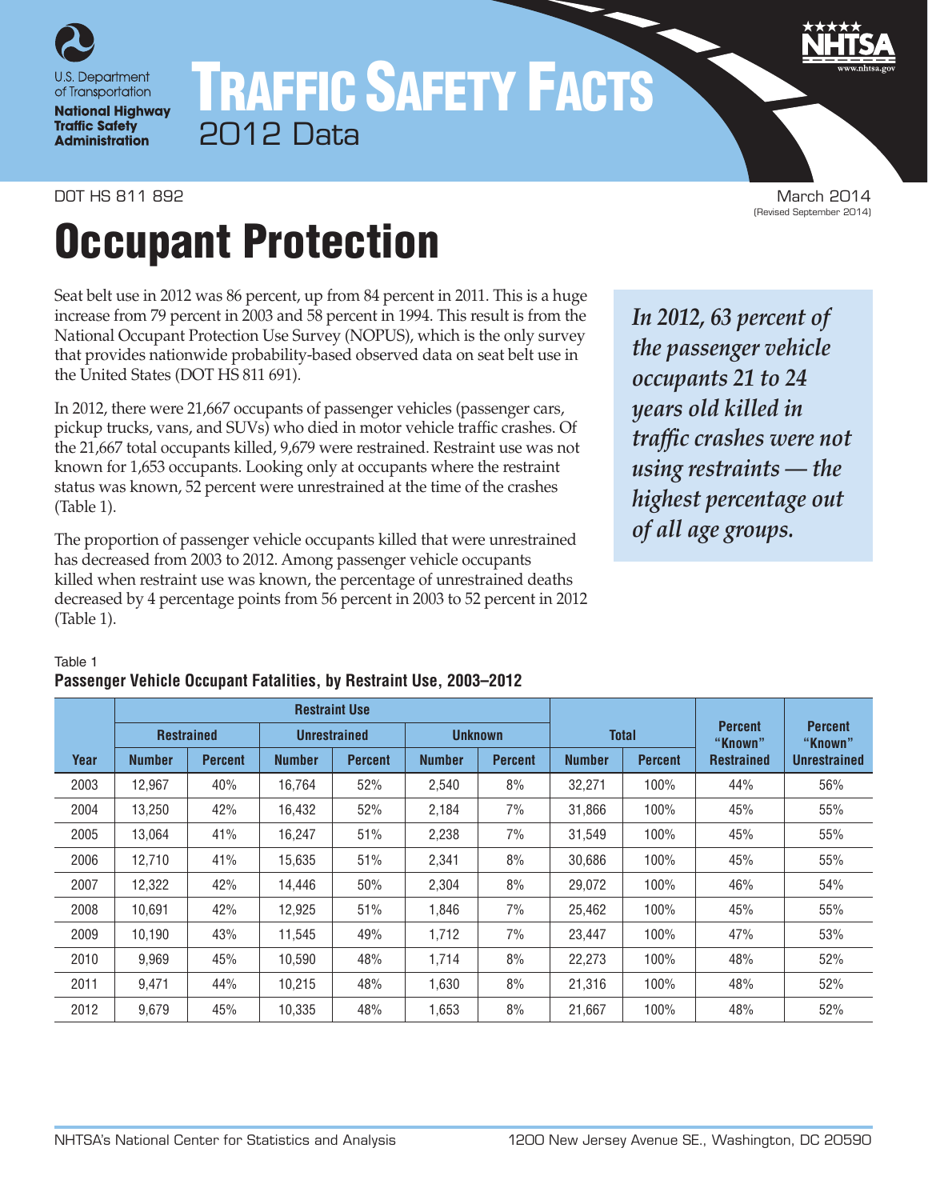U.S. Department of Transportation
**National Highway Traffic Safety Administration**

# TRAFFIC SAFETY FACTS
## 2012 Data

DOT HS 811 892

March 2014
(Revised September 2014)

# Occupant Protection

Seat belt use in 2012 was 86 percent, up from 84 percent in 2011. This is a huge increase from 79 percent in 2003 and 58 percent in 1994. This result is from the National Occupant Protection Use Survey (NOPUS), which is the only survey that provides nationwide probability-based observed data on seat belt use in the United States (DOT HS 811 691).

In 2012, there were 21,667 occupants of passenger vehicles (passenger cars, pickup trucks, vans, and SUVs) who died in motor vehicle traffic crashes. Of the 21,667 total occupants killed, 9,679 were restrained. Restraint use was not known for 1,653 occupants. Looking only at occupants where the restraint status was known, 52 percent were unrestrained at the time of the crashes (Table 1).

The proportion of passenger vehicle occupants killed that were unrestrained has decreased from 2003 to 2012. Among passenger vehicle occupants killed when restraint use was known, the percentage of unrestrained deaths decreased by 4 percentage points from 56 percent in 2003 to 52 percent in 2012 (Table 1).

***In 2012, 63 percent of the passenger vehicle occupants 21 to 24 years old killed in traffic crashes were not using restraints — the highest percentage out of all age groups.***

Table 1
**Passenger Vehicle Occupant Fatalities, by Restraint Use, 2003–2012**

| | Restraint Use | | | | | | | | | |
|---|---|---|---|---|---|---|---|---|---|---|
| | Restrained | | Unrestrained | | Unknown | | Total | | Percent "Known" | Percent "Known" |
| Year | Number | Percent | Number | Percent | Number | Percent | Number | Percent | Restrained | Unrestrained |
| 2003 | 12,967 | 40% | 16,764 | 52% | 2,540 | 8% | 32,271 | 100% | 44% | 56% |
| 2004 | 13,250 | 42% | 16,432 | 52% | 2,184 | 7% | 31,866 | 100% | 45% | 55% |
| 2005 | 13,064 | 41% | 16,247 | 51% | 2,238 | 7% | 31,549 | 100% | 45% | 55% |
| 2006 | 12,710 | 41% | 15,635 | 51% | 2,341 | 8% | 30,686 | 100% | 45% | 55% |
| 2007 | 12,322 | 42% | 14,446 | 50% | 2,304 | 8% | 29,072 | 100% | 46% | 54% |
| 2008 | 10,691 | 42% | 12,925 | 51% | 1,846 | 7% | 25,462 | 100% | 45% | 55% |
| 2009 | 10,190 | 43% | 11,545 | 49% | 1,712 | 7% | 23,447 | 100% | 47% | 53% |
| 2010 | 9,969 | 45% | 10,590 | 48% | 1,714 | 8% | 22,273 | 100% | 48% | 52% |
| 2011 | 9,471 | 44% | 10,215 | 48% | 1,630 | 8% | 21,316 | 100% | 48% | 52% |
| 2012 | 9,679 | 45% | 10,335 | 48% | 1,653 | 8% | 21,667 | 100% | 48% | 52% |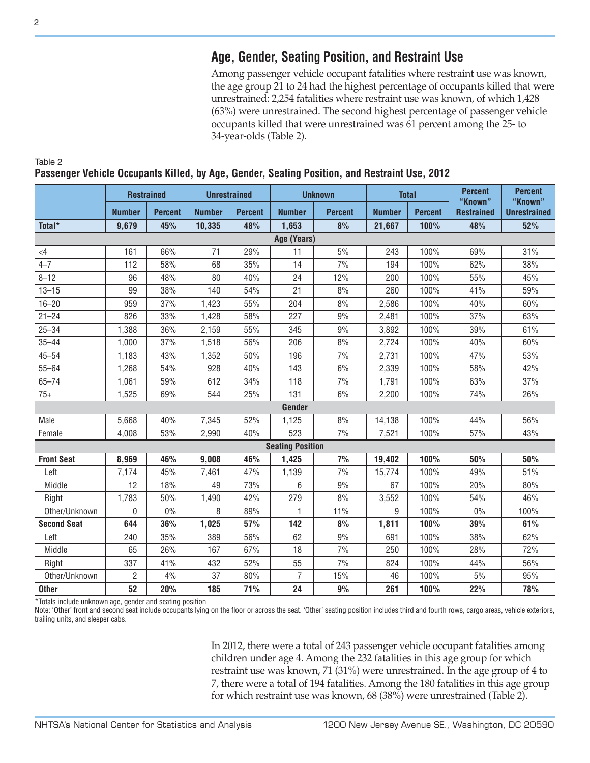## Age, Gender, Seating Position, and Restraint Use

Among passenger vehicle occupant fatalities where restraint use was known, the age group 21 to 24 had the highest percentage of occupants killed that were unrestrained: 2,254 fatalities where restraint use was known, of which 1,428 (63%) were unrestrained. The second highest percentage of passenger vehicle occupants killed that were unrestrained was 61 percent among the 25- to 34-year-olds (Table 2).

Table 2
**Passenger Vehicle Occupants Killed, by Age, Gender, Seating Position, and Restraint Use, 2012**

| | Restrained | | Unrestrained | | Unknown | | Total | | Percent "Known" Restrained | Percent "Known" Unrestrained |
|---|---|---|---|---|---|---|---|---|---|---|
| | Number | Percent | Number | Percent | Number | Percent | Number | Percent | | |
| **Total*** | **9,679** | **45%** | **10,335** | **48%** | **1,653** | **8%** | **21,667** | **100%** | **48%** | **52%** |
| **Age (Years)** | | | | | | | | | | |
| <4 | 161 | 66% | 71 | 29% | 11 | 5% | 243 | 100% | 69% | 31% |
| 4–7 | 112 | 58% | 68 | 35% | 14 | 7% | 194 | 100% | 62% | 38% |
| 8–12 | 96 | 48% | 80 | 40% | 24 | 12% | 200 | 100% | 55% | 45% |
| 13–15 | 99 | 38% | 140 | 54% | 21 | 8% | 260 | 100% | 41% | 59% |
| 16–20 | 959 | 37% | 1,423 | 55% | 204 | 8% | 2,586 | 100% | 40% | 60% |
| 21–24 | 826 | 33% | 1,428 | 58% | 227 | 9% | 2,481 | 100% | 37% | 63% |
| 25–34 | 1,388 | 36% | 2,159 | 55% | 345 | 9% | 3,892 | 100% | 39% | 61% |
| 35–44 | 1,000 | 37% | 1,518 | 56% | 206 | 8% | 2,724 | 100% | 40% | 60% |
| 45–54 | 1,183 | 43% | 1,352 | 50% | 196 | 7% | 2,731 | 100% | 47% | 53% |
| 55–64 | 1,268 | 54% | 928 | 40% | 143 | 6% | 2,339 | 100% | 58% | 42% |
| 65–74 | 1,061 | 59% | 612 | 34% | 118 | 7% | 1,791 | 100% | 63% | 37% |
| 75+ | 1,525 | 69% | 544 | 25% | 131 | 6% | 2,200 | 100% | 74% | 26% |
| **Gender** | | | | | | | | | | |
| Male | 5,668 | 40% | 7,345 | 52% | 1,125 | 8% | 14,138 | 100% | 44% | 56% |
| Female | 4,008 | 53% | 2,990 | 40% | 523 | 7% | 7,521 | 100% | 57% | 43% |
| **Seating Position** | | | | | | | | | | |
| **Front Seat** | **8,969** | **46%** | **9,008** | **46%** | **1,425** | **7%** | **19,402** | **100%** | **50%** | **50%** |
| Left | 7,174 | 45% | 7,461 | 47% | 1,139 | 7% | 15,774 | 100% | 49% | 51% |
| Middle | 12 | 18% | 49 | 73% | 6 | 9% | 67 | 100% | 20% | 80% |
| Right | 1,783 | 50% | 1,490 | 42% | 279 | 8% | 3,552 | 100% | 54% | 46% |
| Other/Unknown | 0 | 0% | 8 | 89% | 1 | 11% | 9 | 100% | 0% | 100% |
| **Second Seat** | **644** | **36%** | **1,025** | **57%** | **142** | **8%** | **1,811** | **100%** | **39%** | **61%** |
| Left | 240 | 35% | 389 | 56% | 62 | 9% | 691 | 100% | 38% | 62% |
| Middle | 65 | 26% | 167 | 67% | 18 | 7% | 250 | 100% | 28% | 72% |
| Right | 337 | 41% | 432 | 52% | 55 | 7% | 824 | 100% | 44% | 56% |
| Other/Unknown | 2 | 4% | 37 | 80% | 7 | 15% | 46 | 100% | 5% | 95% |
| **Other** | **52** | **20%** | **185** | **71%** | **24** | **9%** | **261** | **100%** | **22%** | **78%** |

*Totals include unknown age, gender and seating position

Note: 'Other' front and second seat include occupants lying on the floor or across the seat. 'Other' seating position includes third and fourth rows, cargo areas, vehicle exteriors, trailing units, and sleeper cabs.

In 2012, there were a total of 243 passenger vehicle occupant fatalities among children under age 4. Among the 232 fatalities in this age group for which restraint use was known, 71 (31%) were unrestrained. In the age group of 4 to 7, there were a total of 194 fatalities. Among the 180 fatalities in this age group for which restraint use was known, 68 (38%) were unrestrained (Table 2).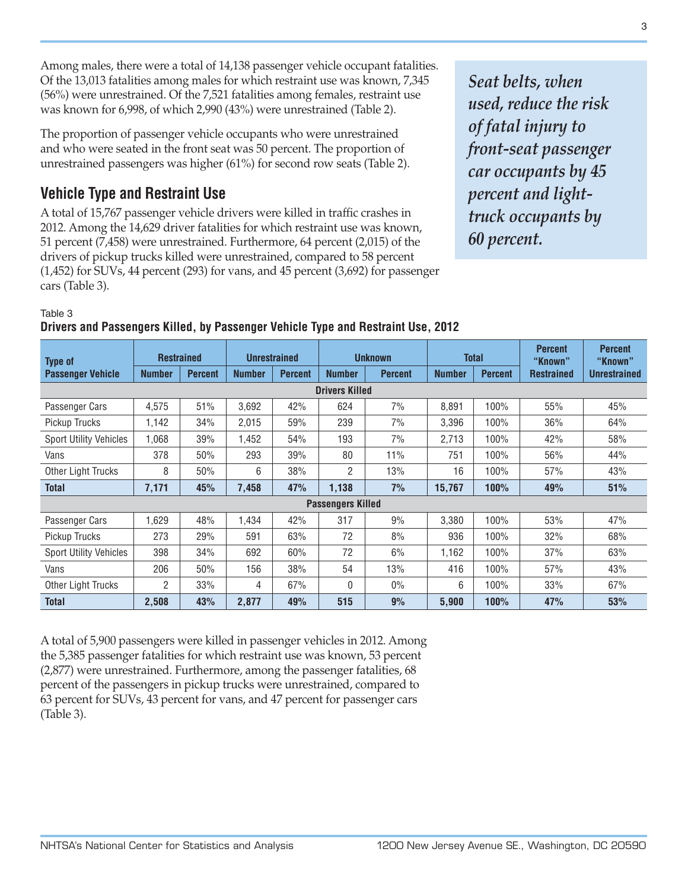Among males, there were a total of 14,138 passenger vehicle occupant fatalities. Of the 13,013 fatalities among males for which restraint use was known, 7,345 (56%) were unrestrained. Of the 7,521 fatalities among females, restraint use was known for 6,998, of which 2,990 (43%) were unrestrained (Table 2).

The proportion of passenger vehicle occupants who were unrestrained and who were seated in the front seat was 50 percent. The proportion of unrestrained passengers was higher (61%) for second row seats (Table 2).

*Seat belts, when used, reduce the risk of fatal injury to front-seat passenger car occupants by 45 percent and light-truck occupants by 60 percent.*

## Vehicle Type and Restraint Use

A total of 15,767 passenger vehicle drivers were killed in traffic crashes in 2012. Among the 14,629 driver fatalities for which restraint use was known, 51 percent (7,458) were unrestrained. Furthermore, 64 percent (2,015) of the drivers of pickup trucks killed were unrestrained, compared to 58 percent (1,452) for SUVs, 44 percent (293) for vans, and 45 percent (3,692) for passenger cars (Table 3).

Table 3
**Drivers and Passengers Killed, by Passenger Vehicle Type and Restraint Use, 2012**

| Type of Passenger Vehicle | Restrained | | Unrestrained | | Unknown | | Total | | Percent "Known" Restrained | Percent "Known" Unrestrained |
|---|---|---|---|---|---|---|---|---|---|---|
| | Number | Percent | Number | Percent | Number | Percent | Number | Percent | | |
| **Drivers Killed** | | | | | | | | | | |
| Passenger Cars | 4,575 | 51% | 3,692 | 42% | 624 | 7% | 8,891 | 100% | 55% | 45% |
| Pickup Trucks | 1,142 | 34% | 2,015 | 59% | 239 | 7% | 3,396 | 100% | 36% | 64% |
| Sport Utility Vehicles | 1,068 | 39% | 1,452 | 54% | 193 | 7% | 2,713 | 100% | 42% | 58% |
| Vans | 378 | 50% | 293 | 39% | 80 | 11% | 751 | 100% | 56% | 44% |
| Other Light Trucks | 8 | 50% | 6 | 38% | 2 | 13% | 16 | 100% | 57% | 43% |
| **Total** | **7,171** | **45%** | **7,458** | **47%** | **1,138** | **7%** | **15,767** | **100%** | **49%** | **51%** |
| **Passengers Killed** | | | | | | | | | | |
| Passenger Cars | 1,629 | 48% | 1,434 | 42% | 317 | 9% | 3,380 | 100% | 53% | 47% |
| Pickup Trucks | 273 | 29% | 591 | 63% | 72 | 8% | 936 | 100% | 32% | 68% |
| Sport Utility Vehicles | 398 | 34% | 692 | 60% | 72 | 6% | 1,162 | 100% | 37% | 63% |
| Vans | 206 | 50% | 156 | 38% | 54 | 13% | 416 | 100% | 57% | 43% |
| Other Light Trucks | 2 | 33% | 4 | 67% | 0 | 0% | 6 | 100% | 33% | 67% |
| **Total** | **2,508** | **43%** | **2,877** | **49%** | **515** | **9%** | **5,900** | **100%** | **47%** | **53%** |

A total of 5,900 passengers were killed in passenger vehicles in 2012. Among the 5,385 passenger fatalities for which restraint use was known, 53 percent (2,877) were unrestrained. Furthermore, among the passenger fatalities, 68 percent of the passengers in pickup trucks were unrestrained, compared to 63 percent for SUVs, 43 percent for vans, and 47 percent for passenger cars (Table 3).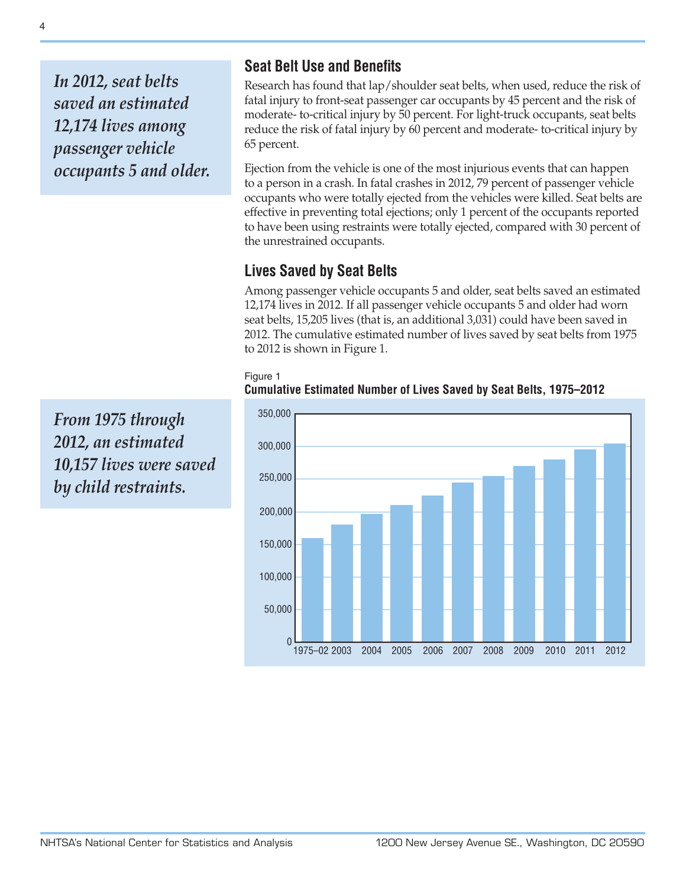*In 2012, seat belts saved an estimated 12,174 lives among passenger vehicle occupants 5 and older.*

## Seat Belt Use and Benefits

Research has found that lap/shoulder seat belts, when used, reduce the risk of fatal injury to front-seat passenger car occupants by 45 percent and the risk of moderate- to-critical injury by 50 percent. For light-truck occupants, seat belts reduce the risk of fatal injury by 60 percent and moderate- to-critical injury by 65 percent.

Ejection from the vehicle is one of the most injurious events that can happen to a person in a crash. In fatal crashes in 2012, 79 percent of passenger vehicle occupants who were totally ejected from the vehicles were killed. Seat belts are effective in preventing total ejections; only 1 percent of the occupants reported to have been using restraints were totally ejected, compared with 30 percent of the unrestrained occupants.

## Lives Saved by Seat Belts

Among passenger vehicle occupants 5 and older, seat belts saved an estimated 12,174 lives in 2012. If all passenger vehicle occupants 5 and older had worn seat belts, 15,205 lives (that is, an additional 3,031) could have been saved in 2012. The cumulative estimated number of lives saved by seat belts from 1975 to 2012 is shown in Figure 1.

*From 1975 through 2012, an estimated 10,157 lives were saved by child restraints.*

Figure 1
**Cumulative Estimated Number of Lives Saved by Seat Belts, 1975–2012**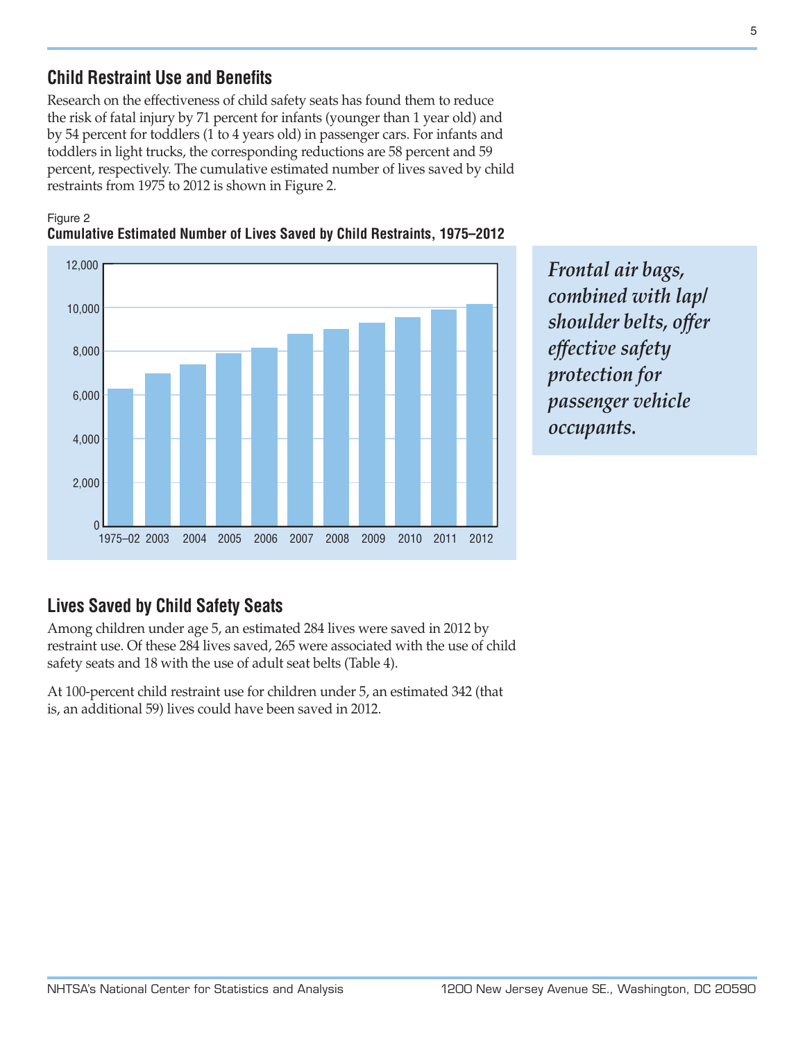## Child Restraint Use and Benefits

Research on the effectiveness of child safety seats has found them to reduce the risk of fatal injury by 71 percent for infants (younger than 1 year old) and by 54 percent for toddlers (1 to 4 years old) in passenger cars. For infants and toddlers in light trucks, the corresponding reductions are 58 percent and 59 percent, respectively. The cumulative estimated number of lives saved by child restraints from 1975 to 2012 is shown in Figure 2.

Figure 2
**Cumulative Estimated Number of Lives Saved by Child Restraints, 1975–2012**

*Frontal air bags, combined with lap/shoulder belts, offer effective safety protection for passenger vehicle occupants.*

## Lives Saved by Child Safety Seats

Among children under age 5, an estimated 284 lives were saved in 2012 by restraint use. Of these 284 lives saved, 265 were associated with the use of child safety seats and 18 with the use of adult seat belts (Table 4).

At 100-percent child restraint use for children under 5, an estimated 342 (that is, an additional 59) lives could have been saved in 2012.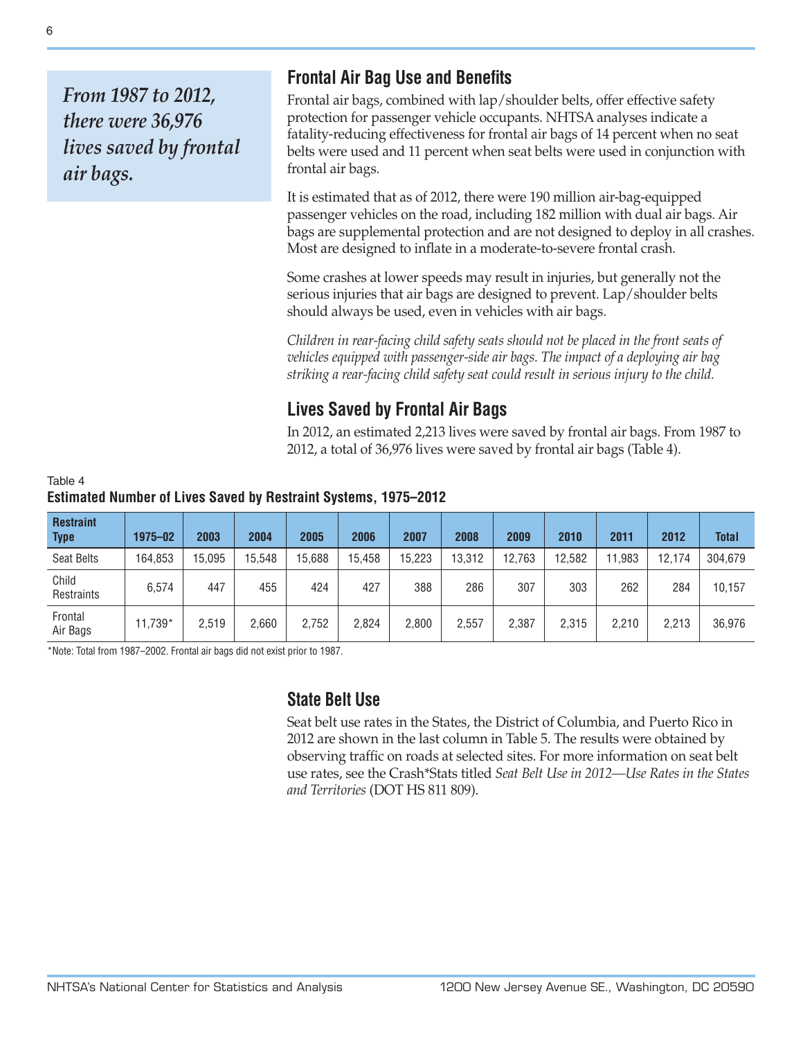*From 1987 to 2012, there were 36,976 lives saved by frontal air bags.*

## Frontal Air Bag Use and Benefits

Frontal air bags, combined with lap/shoulder belts, offer effective safety protection for passenger vehicle occupants. NHTSA analyses indicate a fatality-reducing effectiveness for frontal air bags of 14 percent when no seat belts were used and 11 percent when seat belts were used in conjunction with frontal air bags.

It is estimated that as of 2012, there were 190 million air-bag-equipped passenger vehicles on the road, including 182 million with dual air bags. Air bags are supplemental protection and are not designed to deploy in all crashes. Most are designed to inflate in a moderate-to-severe frontal crash.

Some crashes at lower speeds may result in injuries, but generally not the serious injuries that air bags are designed to prevent. Lap/shoulder belts should always be used, even in vehicles with air bags.

*Children in rear-facing child safety seats should not be placed in the front seats of vehicles equipped with passenger-side air bags. The impact of a deploying air bag striking a rear-facing child safety seat could result in serious injury to the child.*

## Lives Saved by Frontal Air Bags

In 2012, an estimated 2,213 lives were saved by frontal air bags. From 1987 to 2012, a total of 36,976 lives were saved by frontal air bags (Table 4).

Table 4
**Estimated Number of Lives Saved by Restraint Systems, 1975–2012**

| Restraint Type | 1975–02 | 2003 | 2004 | 2005 | 2006 | 2007 | 2008 | 2009 | 2010 | 2011 | 2012 | Total |
|---|---|---|---|---|---|---|---|---|---|---|---|---|
| Seat Belts | 164,853 | 15,095 | 15,548 | 15,688 | 15,458 | 15,223 | 13,312 | 12,763 | 12,582 | 11,983 | 12,174 | 304,679 |
| Child Restraints | 6,574 | 447 | 455 | 424 | 427 | 388 | 286 | 307 | 303 | 262 | 284 | 10,157 |
| Frontal Air Bags | 11,739* | 2,519 | 2,660 | 2,752 | 2,824 | 2,800 | 2,557 | 2,387 | 2,315 | 2,210 | 2,213 | 36,976 |

*Note: Total from 1987–2002. Frontal air bags did not exist prior to 1987.

## State Belt Use

Seat belt use rates in the States, the District of Columbia, and Puerto Rico in 2012 are shown in the last column in Table 5. The results were obtained by observing traffic on roads at selected sites. For more information on seat belt use rates, see the Crash*Stats titled *Seat Belt Use in 2012—Use Rates in the States and Territories* (DOT HS 811 809).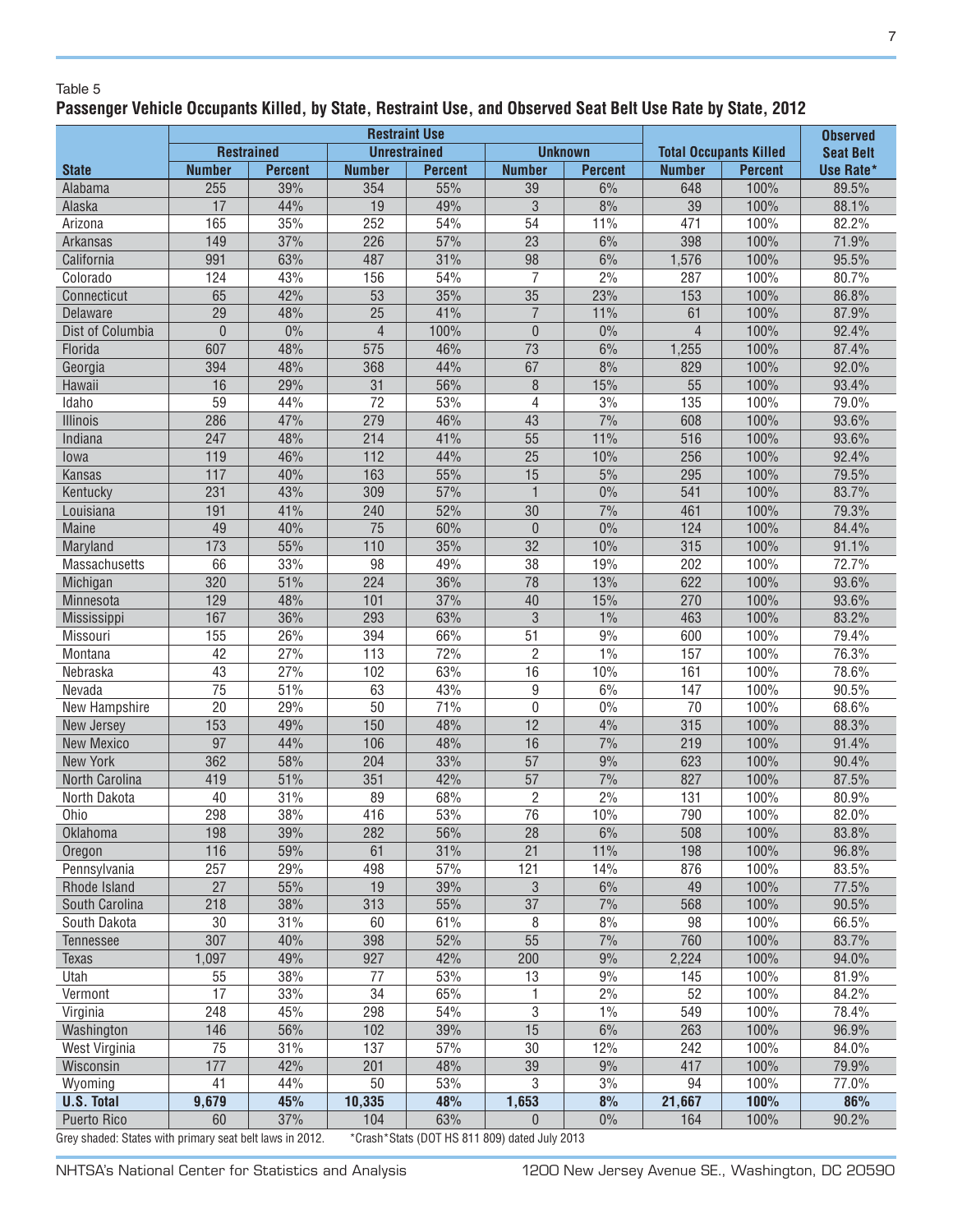Table 5

**Passenger Vehicle Occupants Killed, by State, Restraint Use, and Observed Seat Belt Use Rate by State, 2012**

| | Restraint Use | | | | | | | | |
|---|---|---|---|---|---|---|---|---|---|
| | Restrained | | Unrestrained | | Unknown | | Total Occupants Killed | | Observed Seat Belt Use Rate* |
| State | Number | Percent | Number | Percent | Number | Percent | Number | Percent | |
| Alabama | 255 | 39% | 354 | 55% | 39 | 6% | 648 | 100% | 89.5% |
| Alaska | 17 | 44% | 19 | 49% | 3 | 8% | 39 | 100% | 88.1% |
| Arizona | 165 | 35% | 252 | 54% | 54 | 11% | 471 | 100% | 82.2% |
| Arkansas | 149 | 37% | 226 | 57% | 23 | 6% | 398 | 100% | 71.9% |
| California | 991 | 63% | 487 | 31% | 98 | 6% | 1,576 | 100% | 95.5% |
| Colorado | 124 | 43% | 156 | 54% | 7 | 2% | 287 | 100% | 80.7% |
| Connecticut | 65 | 42% | 53 | 35% | 35 | 23% | 153 | 100% | 86.8% |
| Delaware | 29 | 48% | 25 | 41% | 7 | 11% | 61 | 100% | 87.9% |
| Dist of Columbia | 0 | 0% | 4 | 100% | 0 | 0% | 4 | 100% | 92.4% |
| Florida | 607 | 48% | 575 | 46% | 73 | 6% | 1,255 | 100% | 87.4% |
| Georgia | 394 | 48% | 368 | 44% | 67 | 8% | 829 | 100% | 92.0% |
| Hawaii | 16 | 29% | 31 | 56% | 8 | 15% | 55 | 100% | 93.4% |
| Idaho | 59 | 44% | 72 | 53% | 4 | 3% | 135 | 100% | 79.0% |
| Illinois | 286 | 47% | 279 | 46% | 43 | 7% | 608 | 100% | 93.6% |
| Indiana | 247 | 48% | 214 | 41% | 55 | 11% | 516 | 100% | 93.6% |
| Iowa | 119 | 46% | 112 | 44% | 25 | 10% | 256 | 100% | 92.4% |
| Kansas | 117 | 40% | 163 | 55% | 15 | 5% | 295 | 100% | 79.5% |
| Kentucky | 231 | 43% | 309 | 57% | 1 | 0% | 541 | 100% | 83.7% |
| Louisiana | 191 | 41% | 240 | 52% | 30 | 7% | 461 | 100% | 79.3% |
| Maine | 49 | 40% | 75 | 60% | 0 | 0% | 124 | 100% | 84.4% |
| Maryland | 173 | 55% | 110 | 35% | 32 | 10% | 315 | 100% | 91.1% |
| Massachusetts | 66 | 33% | 98 | 49% | 38 | 19% | 202 | 100% | 72.7% |
| Michigan | 320 | 51% | 224 | 36% | 78 | 13% | 622 | 100% | 93.6% |
| Minnesota | 129 | 48% | 101 | 37% | 40 | 15% | 270 | 100% | 93.6% |
| Mississippi | 167 | 36% | 293 | 63% | 3 | 1% | 463 | 100% | 83.2% |
| Missouri | 155 | 26% | 394 | 66% | 51 | 9% | 600 | 100% | 79.4% |
| Montana | 42 | 27% | 113 | 72% | 2 | 1% | 157 | 100% | 76.3% |
| Nebraska | 43 | 27% | 102 | 63% | 16 | 10% | 161 | 100% | 78.6% |
| Nevada | 75 | 51% | 63 | 43% | 9 | 6% | 147 | 100% | 90.5% |
| New Hampshire | 20 | 29% | 50 | 71% | 0 | 0% | 70 | 100% | 68.6% |
| New Jersey | 153 | 49% | 150 | 48% | 12 | 4% | 315 | 100% | 88.3% |
| New Mexico | 97 | 44% | 106 | 48% | 16 | 7% | 219 | 100% | 91.4% |
| New York | 362 | 58% | 204 | 33% | 57 | 9% | 623 | 100% | 90.4% |
| North Carolina | 419 | 51% | 351 | 42% | 57 | 7% | 827 | 100% | 87.5% |
| North Dakota | 40 | 31% | 89 | 68% | 2 | 2% | 131 | 100% | 80.9% |
| Ohio | 298 | 38% | 416 | 53% | 76 | 10% | 790 | 100% | 82.0% |
| Oklahoma | 198 | 39% | 282 | 56% | 28 | 6% | 508 | 100% | 83.8% |
| Oregon | 116 | 59% | 61 | 31% | 21 | 11% | 198 | 100% | 96.8% |
| Pennsylvania | 257 | 29% | 498 | 57% | 121 | 14% | 876 | 100% | 83.5% |
| Rhode Island | 27 | 55% | 19 | 39% | 3 | 6% | 49 | 100% | 77.5% |
| South Carolina | 218 | 38% | 313 | 55% | 37 | 7% | 568 | 100% | 90.5% |
| South Dakota | 30 | 31% | 60 | 61% | 8 | 8% | 98 | 100% | 66.5% |
| Tennessee | 307 | 40% | 398 | 52% | 55 | 7% | 760 | 100% | 83.7% |
| Texas | 1,097 | 49% | 927 | 42% | 200 | 9% | 2,224 | 100% | 94.0% |
| Utah | 55 | 38% | 77 | 53% | 13 | 9% | 145 | 100% | 81.9% |
| Vermont | 17 | 33% | 34 | 65% | 1 | 2% | 52 | 100% | 84.2% |
| Virginia | 248 | 45% | 298 | 54% | 3 | 1% | 549 | 100% | 78.4% |
| Washington | 146 | 56% | 102 | 39% | 15 | 6% | 263 | 100% | 96.9% |
| West Virginia | 75 | 31% | 137 | 57% | 30 | 12% | 242 | 100% | 84.0% |
| Wisconsin | 177 | 42% | 201 | 48% | 39 | 9% | 417 | 100% | 79.9% |
| Wyoming | 41 | 44% | 50 | 53% | 3 | 3% | 94 | 100% | 77.0% |
| **U.S. Total** | **9,679** | **45%** | **10,335** | **48%** | **1,653** | **8%** | **21,667** | **100%** | **86%** |
| Puerto Rico | 60 | 37% | 104 | 63% | 0 | 0% | 164 | 100% | 90.2% |

Grey shaded: States with primary seat belt laws in 2012. *Crash*Stats (DOT HS 811 809) dated July 2013

NHTSA's National Center for Statistics and Analysis 1200 New Jersey Avenue SE., Washington, DC 20590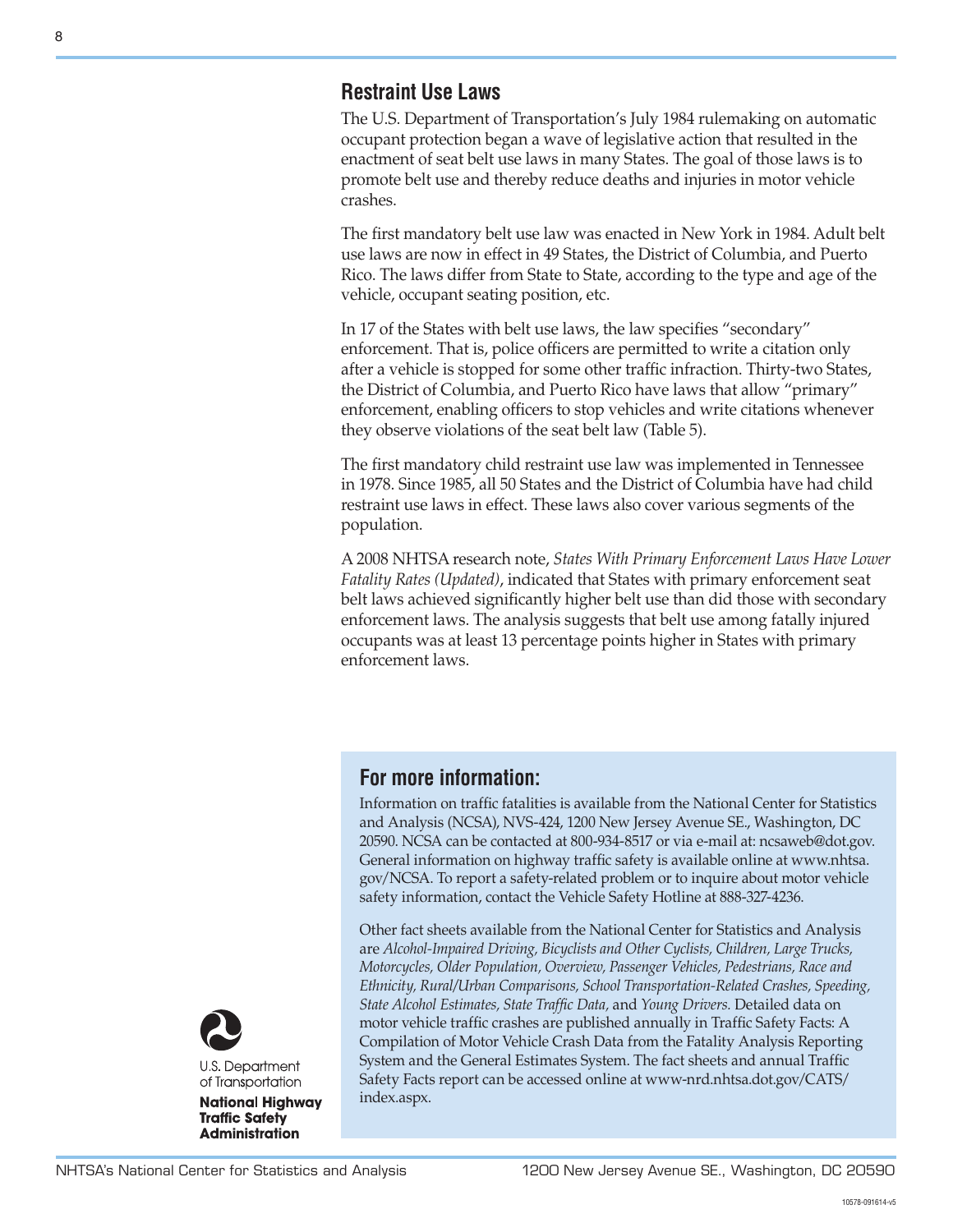## Restraint Use Laws

The U.S. Department of Transportation's July 1984 rulemaking on automatic occupant protection began a wave of legislative action that resulted in the enactment of seat belt use laws in many States. The goal of those laws is to promote belt use and thereby reduce deaths and injuries in motor vehicle crashes.

The first mandatory belt use law was enacted in New York in 1984. Adult belt use laws are now in effect in 49 States, the District of Columbia, and Puerto Rico. The laws differ from State to State, according to the type and age of the vehicle, occupant seating position, etc.

In 17 of the States with belt use laws, the law specifies "secondary" enforcement. That is, police officers are permitted to write a citation only after a vehicle is stopped for some other traffic infraction. Thirty-two States, the District of Columbia, and Puerto Rico have laws that allow "primary" enforcement, enabling officers to stop vehicles and write citations whenever they observe violations of the seat belt law (Table 5).

The first mandatory child restraint use law was implemented in Tennessee in 1978. Since 1985, all 50 States and the District of Columbia have had child restraint use laws in effect. These laws also cover various segments of the population.

A 2008 NHTSA research note, *States With Primary Enforcement Laws Have Lower Fatality Rates (Updated)*, indicated that States with primary enforcement seat belt laws achieved significantly higher belt use than did those with secondary enforcement laws. The analysis suggests that belt use among fatally injured occupants was at least 13 percentage points higher in States with primary enforcement laws.

## For more information:

Information on traffic fatalities is available from the National Center for Statistics and Analysis (NCSA), NVS-424, 1200 New Jersey Avenue SE., Washington, DC 20590. NCSA can be contacted at 800-934-8517 or via e-mail at: ncsaweb@dot.gov. General information on highway traffic safety is available online at www.nhtsa.gov/NCSA. To report a safety-related problem or to inquire about motor vehicle safety information, contact the Vehicle Safety Hotline at 888-327-4236.

Other fact sheets available from the National Center for Statistics and Analysis are *Alcohol-Impaired Driving, Bicyclists and Other Cyclists, Children, Large Trucks, Motorcycles, Older Population, Overview, Passenger Vehicles, Pedestrians, Race and Ethnicity, Rural/Urban Comparisons, School Transportation-Related Crashes, Speeding, State Alcohol Estimates, State Traffic Data,* and *Young Drivers.* Detailed data on motor vehicle traffic crashes are published annually in Traffic Safety Facts: A Compilation of Motor Vehicle Crash Data from the Fatality Analysis Reporting System and the General Estimates System. The fact sheets and annual Traffic Safety Facts report can be accessed online at www-nrd.nhtsa.dot.gov/CATS/index.aspx.

U.S. Department of Transportation

**National Highway Traffic Safety Administration**

10578-091614-v5